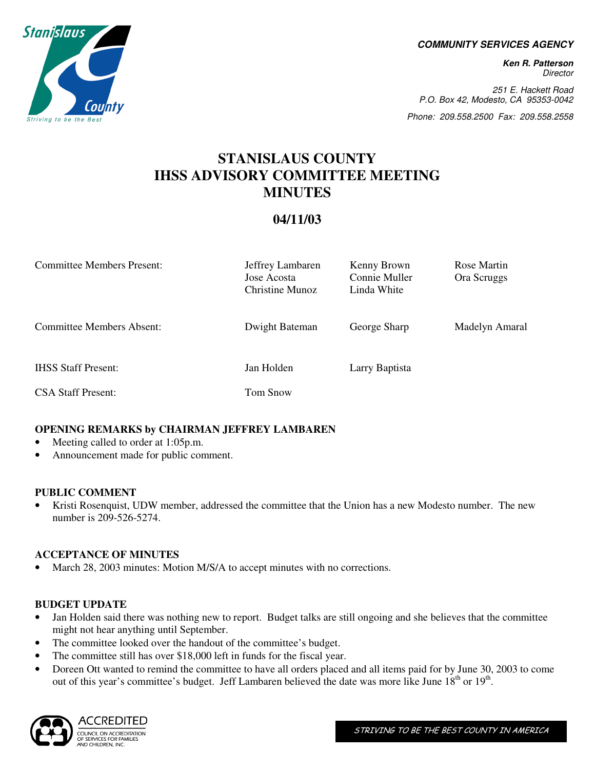**COMMUNITY SERVICES AGENCY**

**Ken R. Patterson**
*Director*

*251 E. Hackett Road*
*P.O. Box 42, Modesto, CA 95353-0042*

*Phone: 209.558.2500 Fax: 209.558.2558*

# STANISLAUS COUNTY IHSS ADVISORY COMMITTEE MEETING MINUTES

## 04/11/03

| | | | |
|---|---|---|---|
| Committee Members Present: | Jeffrey Lambaren<br>Jose Acosta<br>Christine Munoz | Kenny Brown<br>Connie Muller<br>Linda White | Rose Martin<br>Ora Scruggs |
| Committee Members Absent: | Dwight Bateman | George Sharp | Madelyn Amaral |
| IHSS Staff Present: | Jan Holden | Larry Baptista | |
| CSA Staff Present: | Tom Snow | | |

### OPENING REMARKS by CHAIRMAN JEFFREY LAMBAREN

- Meeting called to order at 1:05p.m.
- Announcement made for public comment.

### PUBLIC COMMENT

- Kristi Rosenquist, UDW member, addressed the committee that the Union has a new Modesto number. The new number is 209-526-5274.

### ACCEPTANCE OF MINUTES

- March 28, 2003 minutes: Motion M/S/A to accept minutes with no corrections.

### BUDGET UPDATE

- Jan Holden said there was nothing new to report. Budget talks are still ongoing and she believes that the committee might not hear anything until September.
- The committee looked over the handout of the committee's budget.
- The committee still has over $18,000 left in funds for the fiscal year.
- Doreen Ott wanted to remind the committee to have all orders placed and all items paid for by June 30, 2003 to come out of this year's committee's budget. Jeff Lambaren believed the date was more like June 18th or 19th.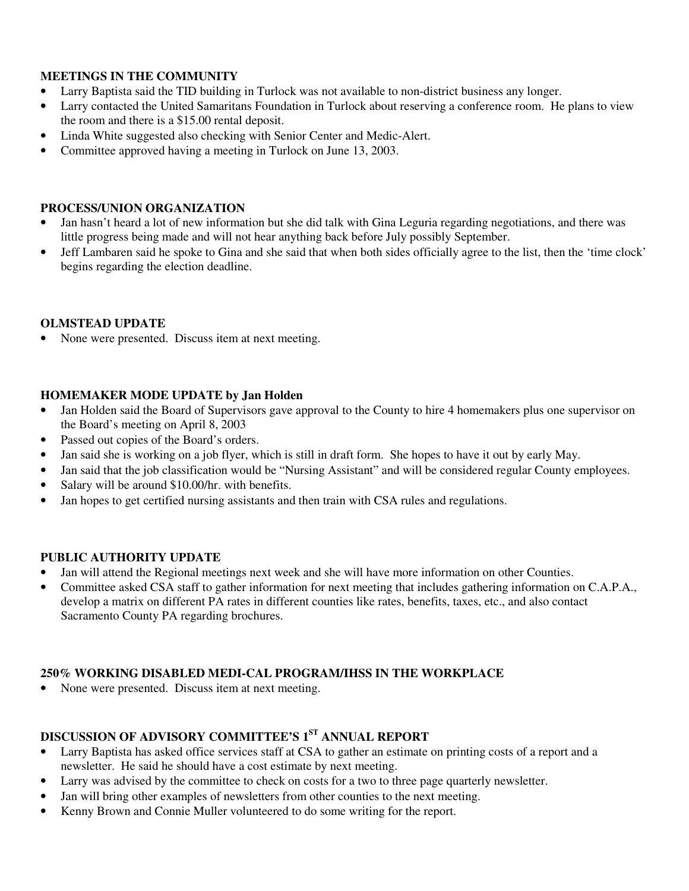**MEETINGS IN THE COMMUNITY**

- Larry Baptista said the TID building in Turlock was not available to non-district business any longer.
- Larry contacted the United Samaritans Foundation in Turlock about reserving a conference room. He plans to view the room and there is a $15.00 rental deposit.
- Linda White suggested also checking with Senior Center and Medic-Alert.
- Committee approved having a meeting in Turlock on June 13, 2003.

**PROCESS/UNION ORGANIZATION**

- Jan hasn't heard a lot of new information but she did talk with Gina Leguria regarding negotiations, and there was little progress being made and will not hear anything back before July possibly September.
- Jeff Lambaren said he spoke to Gina and she said that when both sides officially agree to the list, then the 'time clock' begins regarding the election deadline.

**OLMSTEAD UPDATE**

- None were presented. Discuss item at next meeting.

**HOMEMAKER MODE UPDATE by Jan Holden**

- Jan Holden said the Board of Supervisors gave approval to the County to hire 4 homemakers plus one supervisor on the Board's meeting on April 8, 2003
- Passed out copies of the Board's orders.
- Jan said she is working on a job flyer, which is still in draft form. She hopes to have it out by early May.
- Jan said that the job classification would be "Nursing Assistant" and will be considered regular County employees.
- Salary will be around $10.00/hr. with benefits.
- Jan hopes to get certified nursing assistants and then train with CSA rules and regulations.

**PUBLIC AUTHORITY UPDATE**

- Jan will attend the Regional meetings next week and she will have more information on other Counties.
- Committee asked CSA staff to gather information for next meeting that includes gathering information on C.A.P.A., develop a matrix on different PA rates in different counties like rates, benefits, taxes, etc., and also contact Sacramento County PA regarding brochures.

**250% WORKING DISABLED MEDI-CAL PROGRAM/IHSS IN THE WORKPLACE**

- None were presented. Discuss item at next meeting.

**DISCUSSION OF ADVISORY COMMITTEE'S 1ST ANNUAL REPORT**

- Larry Baptista has asked office services staff at CSA to gather an estimate on printing costs of a report and a newsletter. He said he should have a cost estimate by next meeting.
- Larry was advised by the committee to check on costs for a two to three page quarterly newsletter.
- Jan will bring other examples of newsletters from other counties to the next meeting.
- Kenny Brown and Connie Muller volunteered to do some writing for the report.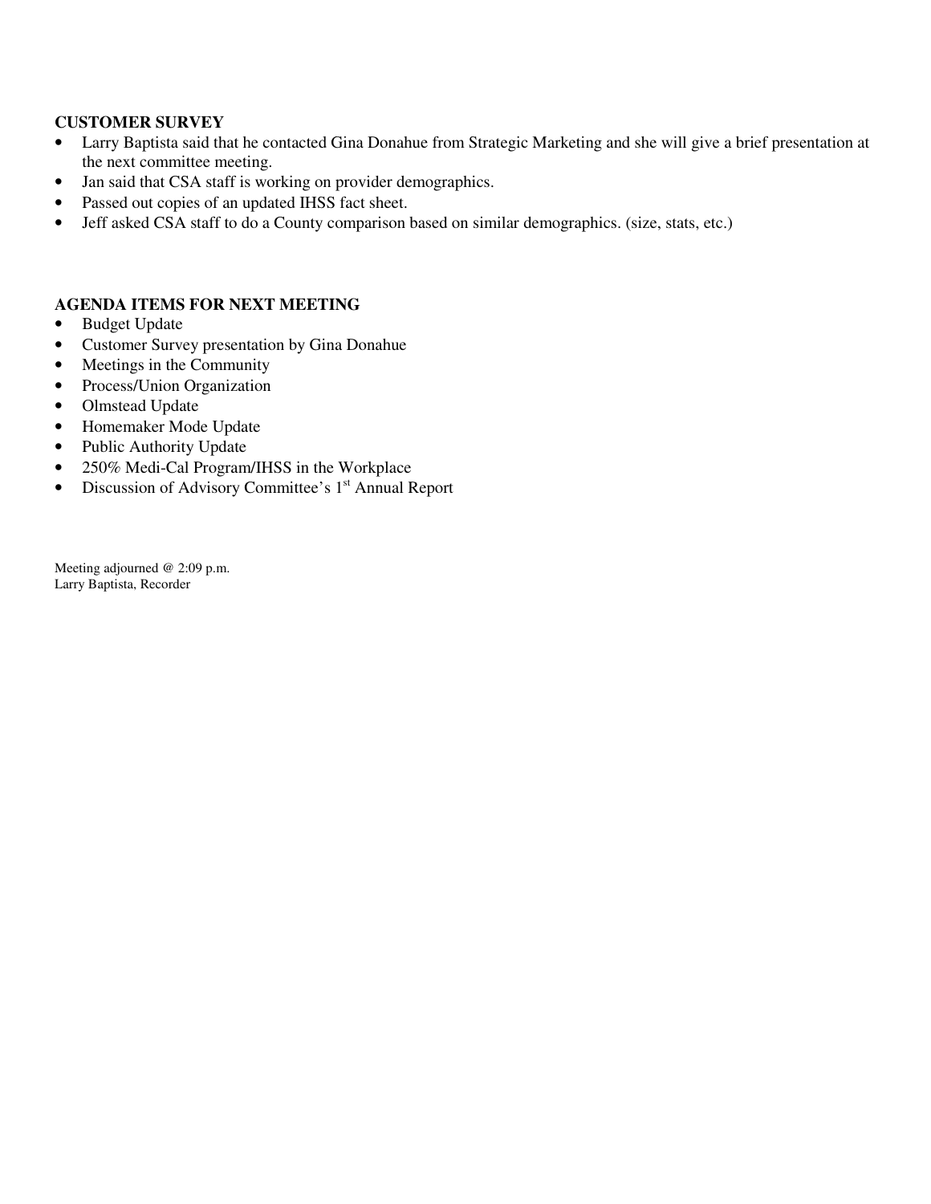**CUSTOMER SURVEY**

- Larry Baptista said that he contacted Gina Donahue from Strategic Marketing and she will give a brief presentation at the next committee meeting.
- Jan said that CSA staff is working on provider demographics.
- Passed out copies of an updated IHSS fact sheet.
- Jeff asked CSA staff to do a County comparison based on similar demographics. (size, stats, etc.)

**AGENDA ITEMS FOR NEXT MEETING**

- Budget Update
- Customer Survey presentation by Gina Donahue
- Meetings in the Community
- Process/Union Organization
- Olmstead Update
- Homemaker Mode Update
- Public Authority Update
- 250% Medi-Cal Program/IHSS in the Workplace
- Discussion of Advisory Committee's 1st Annual Report

Meeting adjourned @ 2:09 p.m.
Larry Baptista, Recorder